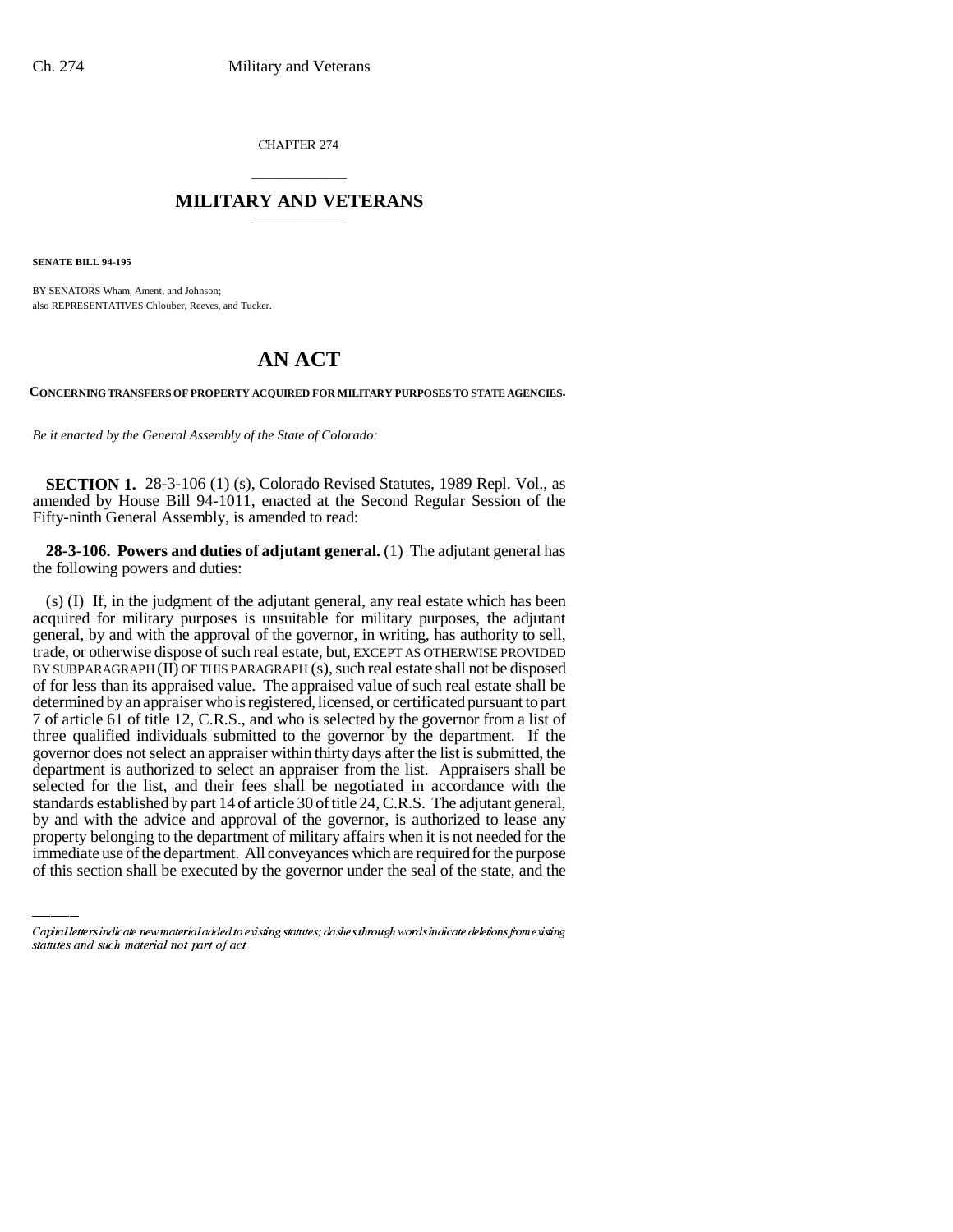CHAPTER 274

## MILITARY AND VETERANS

**SENATE BILL 94-195**

BY SENATORS Wham, Ament, and Johnson;
also REPRESENTATIVES Chlouber, Reeves, and Tucker.

# AN ACT

**CONCERNING TRANSFERS OF PROPERTY ACQUIRED FOR MILITARY PURPOSES TO STATE AGENCIES.**

*Be it enacted by the General Assembly of the State of Colorado:*

**SECTION 1.** 28-3-106 (1) (s), Colorado Revised Statutes, 1989 Repl. Vol., as amended by House Bill 94-1011, enacted at the Second Regular Session of the Fifty-ninth General Assembly, is amended to read:

**28-3-106. Powers and duties of adjutant general.** (1) The adjutant general has the following powers and duties:

(s) (I) If, in the judgment of the adjutant general, any real estate which has been acquired for military purposes is unsuitable for military purposes, the adjutant general, by and with the approval of the governor, in writing, has authority to sell, trade, or otherwise dispose of such real estate, but, EXCEPT AS OTHERWISE PROVIDED BY SUBPARAGRAPH (II) OF THIS PARAGRAPH (s), such real estate shall not be disposed of for less than its appraised value. The appraised value of such real estate shall be determined by an appraiser who is registered, licensed, or certificated pursuant to part 7 of article 61 of title 12, C.R.S., and who is selected by the governor from a list of three qualified individuals submitted to the governor by the department. If the governor does not select an appraiser within thirty days after the list is submitted, the department is authorized to select an appraiser from the list. Appraisers shall be selected for the list, and their fees shall be negotiated in accordance with the standards established by part 14 of article 30 of title 24, C.R.S. The adjutant general, by and with the advice and approval of the governor, is authorized to lease any property belonging to the department of military affairs when it is not needed for the immediate use of the department. All conveyances which are required for the purpose of this section shall be executed by the governor under the seal of the state, and the

Capital letters indicate new material added to existing statutes; dashes through words indicate deletions from existing statutes and such material not part of act.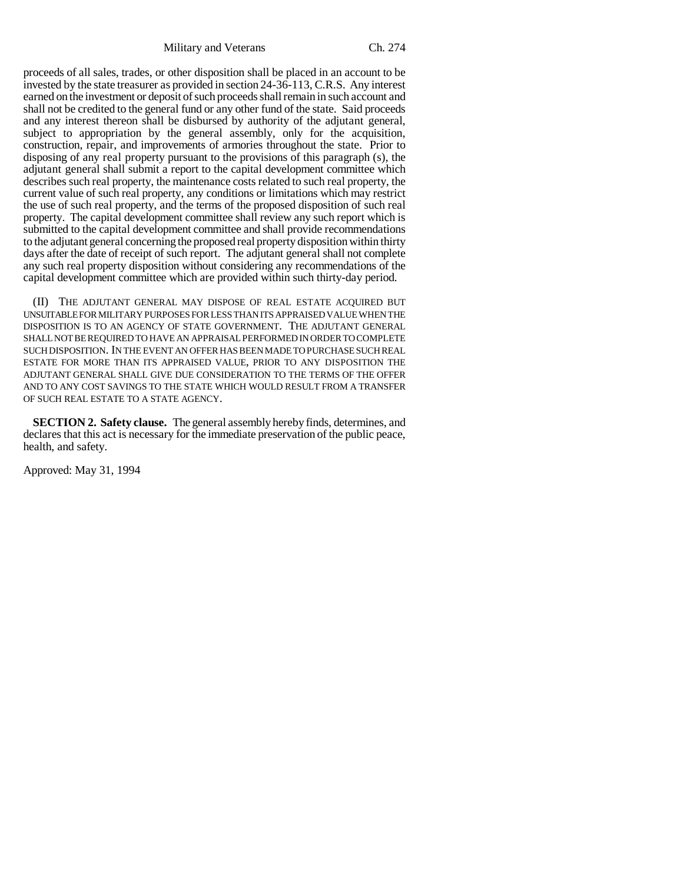proceeds of all sales, trades, or other disposition shall be placed in an account to be invested by the state treasurer as provided in section 24-36-113, C.R.S. Any interest earned on the investment or deposit of such proceeds shall remain in such account and shall not be credited to the general fund or any other fund of the state. Said proceeds and any interest thereon shall be disbursed by authority of the adjutant general, subject to appropriation by the general assembly, only for the acquisition, construction, repair, and improvements of armories throughout the state. Prior to disposing of any real property pursuant to the provisions of this paragraph (s), the adjutant general shall submit a report to the capital development committee which describes such real property, the maintenance costs related to such real property, the current value of such real property, any conditions or limitations which may restrict the use of such real property, and the terms of the proposed disposition of such real property. The capital development committee shall review any such report which is submitted to the capital development committee and shall provide recommendations to the adjutant general concerning the proposed real property disposition within thirty days after the date of receipt of such report. The adjutant general shall not complete any such real property disposition without considering any recommendations of the capital development committee which are provided within such thirty-day period.

(II) THE ADJUTANT GENERAL MAY DISPOSE OF REAL ESTATE ACQUIRED BUT UNSUITABLE FOR MILITARY PURPOSES FOR LESS THAN ITS APPRAISED VALUE WHEN THE DISPOSITION IS TO AN AGENCY OF STATE GOVERNMENT. THE ADJUTANT GENERAL SHALL NOT BE REQUIRED TO HAVE AN APPRAISAL PERFORMED IN ORDER TO COMPLETE SUCH DISPOSITION. IN THE EVENT AN OFFER HAS BEEN MADE TO PURCHASE SUCH REAL ESTATE FOR MORE THAN ITS APPRAISED VALUE, PRIOR TO ANY DISPOSITION THE ADJUTANT GENERAL SHALL GIVE DUE CONSIDERATION TO THE TERMS OF THE OFFER AND TO ANY COST SAVINGS TO THE STATE WHICH WOULD RESULT FROM A TRANSFER OF SUCH REAL ESTATE TO A STATE AGENCY.

**SECTION 2. Safety clause.** The general assembly hereby finds, determines, and declares that this act is necessary for the immediate preservation of the public peace, health, and safety.

Approved: May 31, 1994